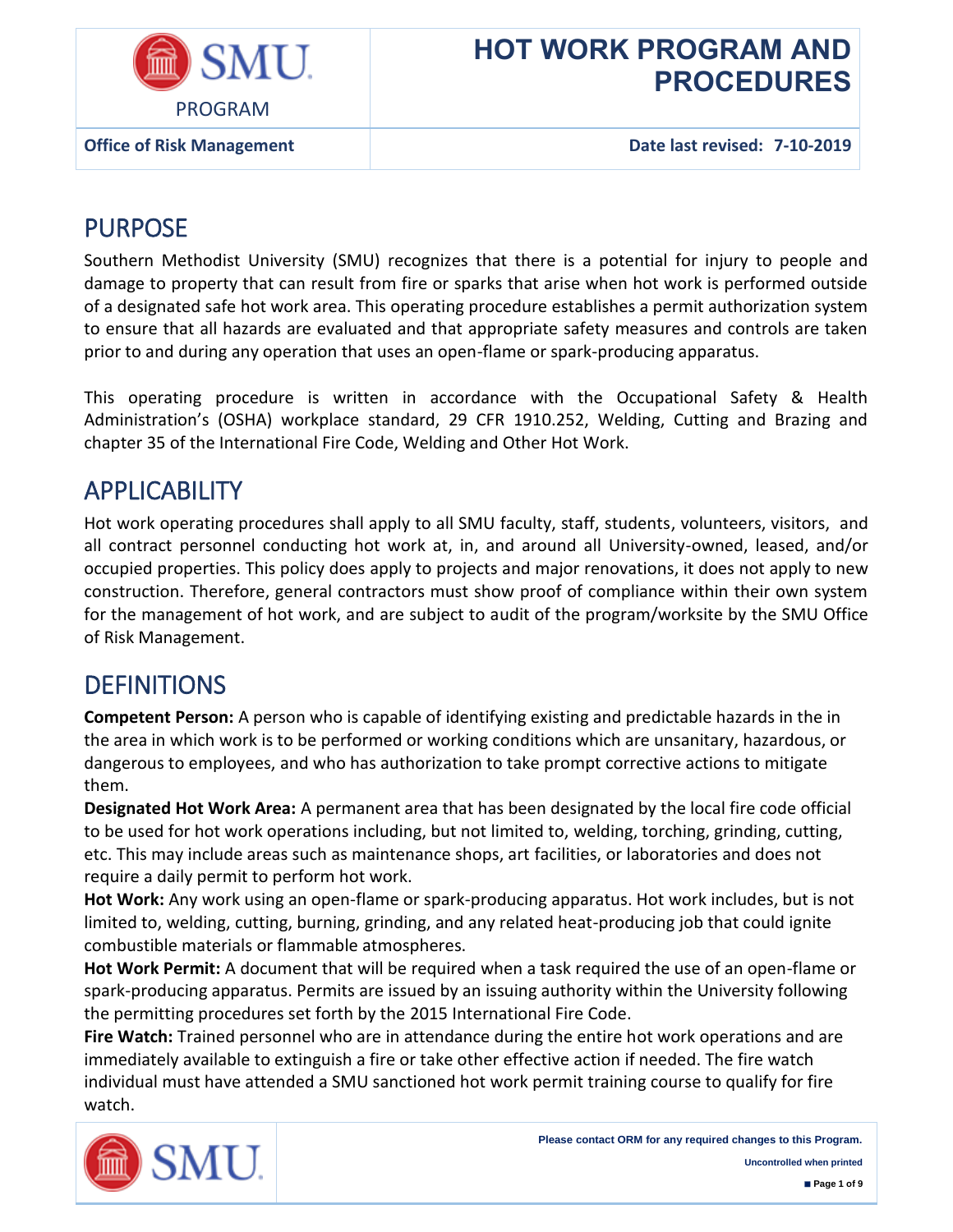# HOT WORK PROGRAM AND PROCEDURES

PROGRAM

**Office of Risk Management** | **Date last revised: 7-10-2019**

## PURPOSE

Southern Methodist University (SMU) recognizes that there is a potential for injury to people and damage to property that can result from fire or sparks that arise when hot work is performed outside of a designated safe hot work area. This operating procedure establishes a permit authorization system to ensure that all hazards are evaluated and that appropriate safety measures and controls are taken prior to and during any operation that uses an open-flame or spark-producing apparatus.

This operating procedure is written in accordance with the Occupational Safety & Health Administration's (OSHA) workplace standard, 29 CFR 1910.252, Welding, Cutting and Brazing and chapter 35 of the International Fire Code, Welding and Other Hot Work.

## APPLICABILITY

Hot work operating procedures shall apply to all SMU faculty, staff, students, volunteers, visitors, and all contract personnel conducting hot work at, in, and around all University-owned, leased, and/or occupied properties. This policy does apply to projects and major renovations, it does not apply to new construction. Therefore, general contractors must show proof of compliance within their own system for the management of hot work, and are subject to audit of the program/worksite by the SMU Office of Risk Management.

## DEFINITIONS

**Competent Person:** A person who is capable of identifying existing and predictable hazards in the in the area in which work is to be performed or working conditions which are unsanitary, hazardous, or dangerous to employees, and who has authorization to take prompt corrective actions to mitigate them.

**Designated Hot Work Area:** A permanent area that has been designated by the local fire code official to be used for hot work operations including, but not limited to, welding, torching, grinding, cutting, etc. This may include areas such as maintenance shops, art facilities, or laboratories and does not require a daily permit to perform hot work.

**Hot Work:** Any work using an open-flame or spark-producing apparatus. Hot work includes, but is not limited to, welding, cutting, burning, grinding, and any related heat-producing job that could ignite combustible materials or flammable atmospheres.

**Hot Work Permit:** A document that will be required when a task required the use of an open-flame or spark-producing apparatus. Permits are issued by an issuing authority within the University following the permitting procedures set forth by the 2015 International Fire Code.

**Fire Watch:** Trained personnel who are in attendance during the entire hot work operations and are immediately available to extinguish a fire or take other effective action if needed. The fire watch individual must have attended a SMU sanctioned hot work permit training course to qualify for fire watch.

Please contact ORM for any required changes to this Program.

Uncontrolled when printed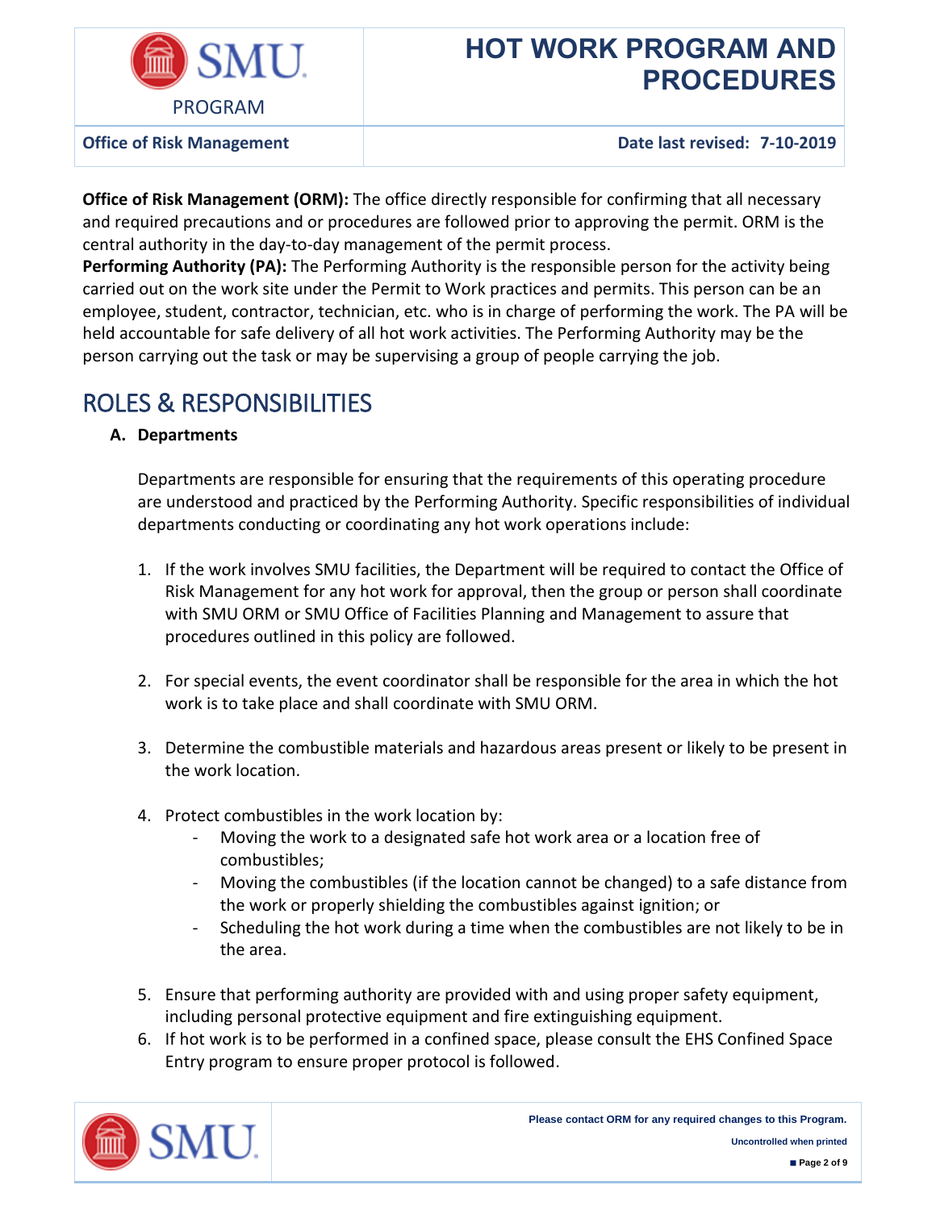**Office of Risk Management (ORM):** The office directly responsible for confirming that all necessary and required precautions and or procedures are followed prior to approving the permit. ORM is the central authority in the day-to-day management of the permit process.

**Performing Authority (PA):** The Performing Authority is the responsible person for the activity being carried out on the work site under the Permit to Work practices and permits. This person can be an employee, student, contractor, technician, etc. who is in charge of performing the work. The PA will be held accountable for safe delivery of all hot work activities. The Performing Authority may be the person carrying out the task or may be supervising a group of people carrying the job.

# ROLES & RESPONSIBILITIES

**A. Departments**

Departments are responsible for ensuring that the requirements of this operating procedure are understood and practiced by the Performing Authority. Specific responsibilities of individual departments conducting or coordinating any hot work operations include:

1. If the work involves SMU facilities, the Department will be required to contact the Office of Risk Management for any hot work for approval, then the group or person shall coordinate with SMU ORM or SMU Office of Facilities Planning and Management to assure that procedures outlined in this policy are followed.

2. For special events, the event coordinator shall be responsible for the area in which the hot work is to take place and shall coordinate with SMU ORM.

3. Determine the combustible materials and hazardous areas present or likely to be present in the work location.

4. Protect combustibles in the work location by:
   - Moving the work to a designated safe hot work area or a location free of combustibles;
   - Moving the combustibles (if the location cannot be changed) to a safe distance from the work or properly shielding the combustibles against ignition; or
   - Scheduling the hot work during a time when the combustibles are not likely to be in the area.

5. Ensure that performing authority are provided with and using proper safety equipment, including personal protective equipment and fire extinguishing equipment.
6. If hot work is to be performed in a confined space, please consult the EHS Confined Space Entry program to ensure proper protocol is followed.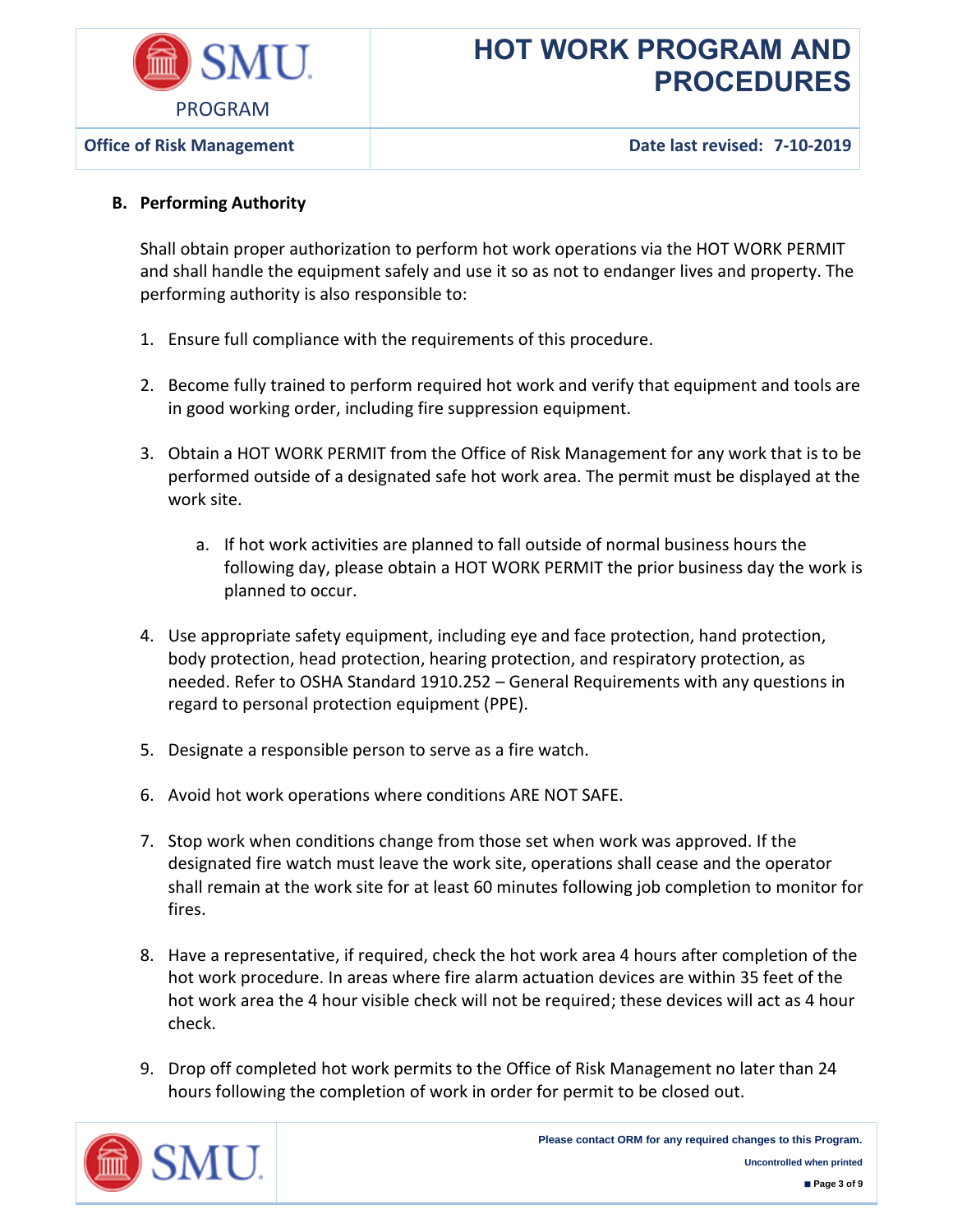### B. Performing Authority

Shall obtain proper authorization to perform hot work operations via the HOT WORK PERMIT and shall handle the equipment safely and use it so as not to endanger lives and property. The performing authority is also responsible to:

1. Ensure full compliance with the requirements of this procedure.

2. Become fully trained to perform required hot work and verify that equipment and tools are in good working order, including fire suppression equipment.

3. Obtain a HOT WORK PERMIT from the Office of Risk Management for any work that is to be performed outside of a designated safe hot work area. The permit must be displayed at the work site.

    a. If hot work activities are planned to fall outside of normal business hours the following day, please obtain a HOT WORK PERMIT the prior business day the work is planned to occur.

4. Use appropriate safety equipment, including eye and face protection, hand protection, body protection, head protection, hearing protection, and respiratory protection, as needed. Refer to OSHA Standard 1910.252 – General Requirements with any questions in regard to personal protection equipment (PPE).

5. Designate a responsible person to serve as a fire watch.

6. Avoid hot work operations where conditions ARE NOT SAFE.

7. Stop work when conditions change from those set when work was approved. If the designated fire watch must leave the work site, operations shall cease and the operator shall remain at the work site for at least 60 minutes following job completion to monitor for fires.

8. Have a representative, if required, check the hot work area 4 hours after completion of the hot work procedure. In areas where fire alarm actuation devices are within 35 feet of the hot work area the 4 hour visible check will not be required; these devices will act as 4 hour check.

9. Drop off completed hot work permits to the Office of Risk Management no later than 24 hours following the completion of work in order for permit to be closed out.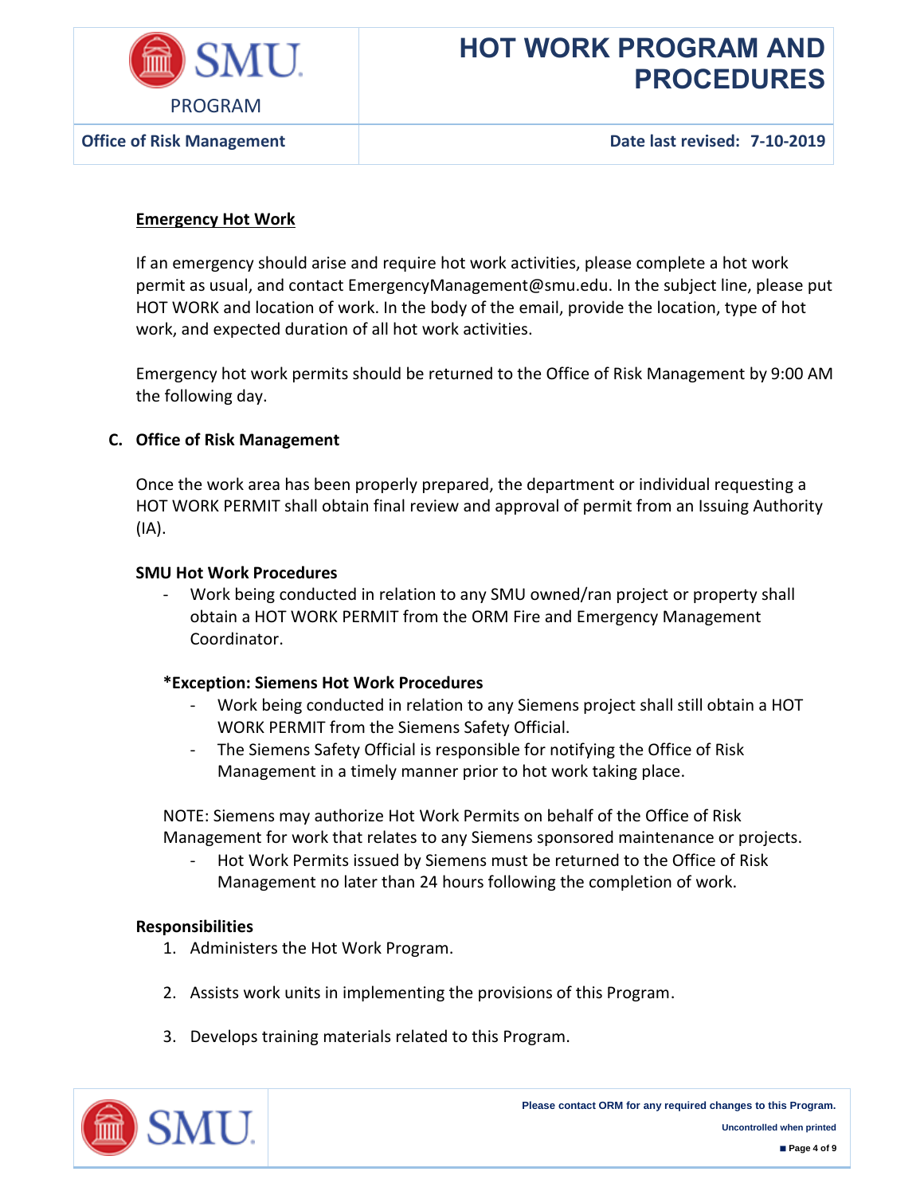#### Emergency Hot Work

If an emergency should arise and require hot work activities, please complete a hot work permit as usual, and contact EmergencyManagement@smu.edu. In the subject line, please put HOT WORK and location of work. In the body of the email, provide the location, type of hot work, and expected duration of all hot work activities.

Emergency hot work permits should be returned to the Office of Risk Management by 9:00 AM the following day.

### C. Office of Risk Management

Once the work area has been properly prepared, the department or individual requesting a HOT WORK PERMIT shall obtain final review and approval of permit from an Issuing Authority (IA).

**SMU Hot Work Procedures**

- Work being conducted in relation to any SMU owned/ran project or property shall obtain a HOT WORK PERMIT from the ORM Fire and Emergency Management Coordinator.

**\*Exception: Siemens Hot Work Procedures**

- Work being conducted in relation to any Siemens project shall still obtain a HOT WORK PERMIT from the Siemens Safety Official.
- The Siemens Safety Official is responsible for notifying the Office of Risk Management in a timely manner prior to hot work taking place.

NOTE: Siemens may authorize Hot Work Permits on behalf of the Office of Risk Management for work that relates to any Siemens sponsored maintenance or projects.

- Hot Work Permits issued by Siemens must be returned to the Office of Risk Management no later than 24 hours following the completion of work.

**Responsibilities**

1. Administers the Hot Work Program.
2. Assists work units in implementing the provisions of this Program.
3. Develops training materials related to this Program.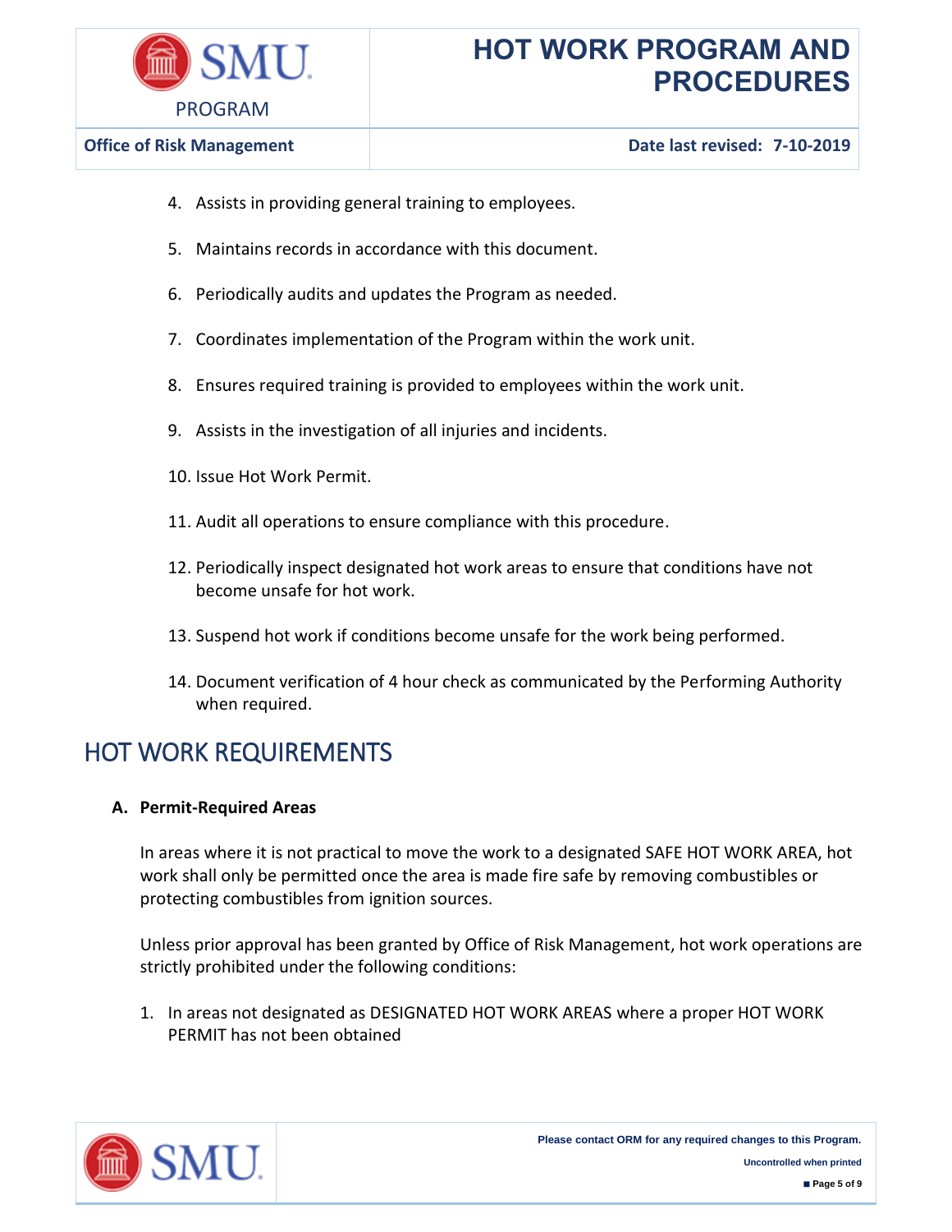4. Assists in providing general training to employees.

5. Maintains records in accordance with this document.

6. Periodically audits and updates the Program as needed.

7. Coordinates implementation of the Program within the work unit.

8. Ensures required training is provided to employees within the work unit.

9. Assists in the investigation of all injuries and incidents.

10. Issue Hot Work Permit.

11. Audit all operations to ensure compliance with this procedure.

12. Periodically inspect designated hot work areas to ensure that conditions have not become unsafe for hot work.

13. Suspend hot work if conditions become unsafe for the work being performed.

14. Document verification of 4 hour check as communicated by the Performing Authority when required.

## HOT WORK REQUIREMENTS

**A. Permit-Required Areas**

In areas where it is not practical to move the work to a designated SAFE HOT WORK AREA, hot work shall only be permitted once the area is made fire safe by removing combustibles or protecting combustibles from ignition sources.

Unless prior approval has been granted by Office of Risk Management, hot work operations are strictly prohibited under the following conditions:

1. In areas not designated as DESIGNATED HOT WORK AREAS where a proper HOT WORK PERMIT has not been obtained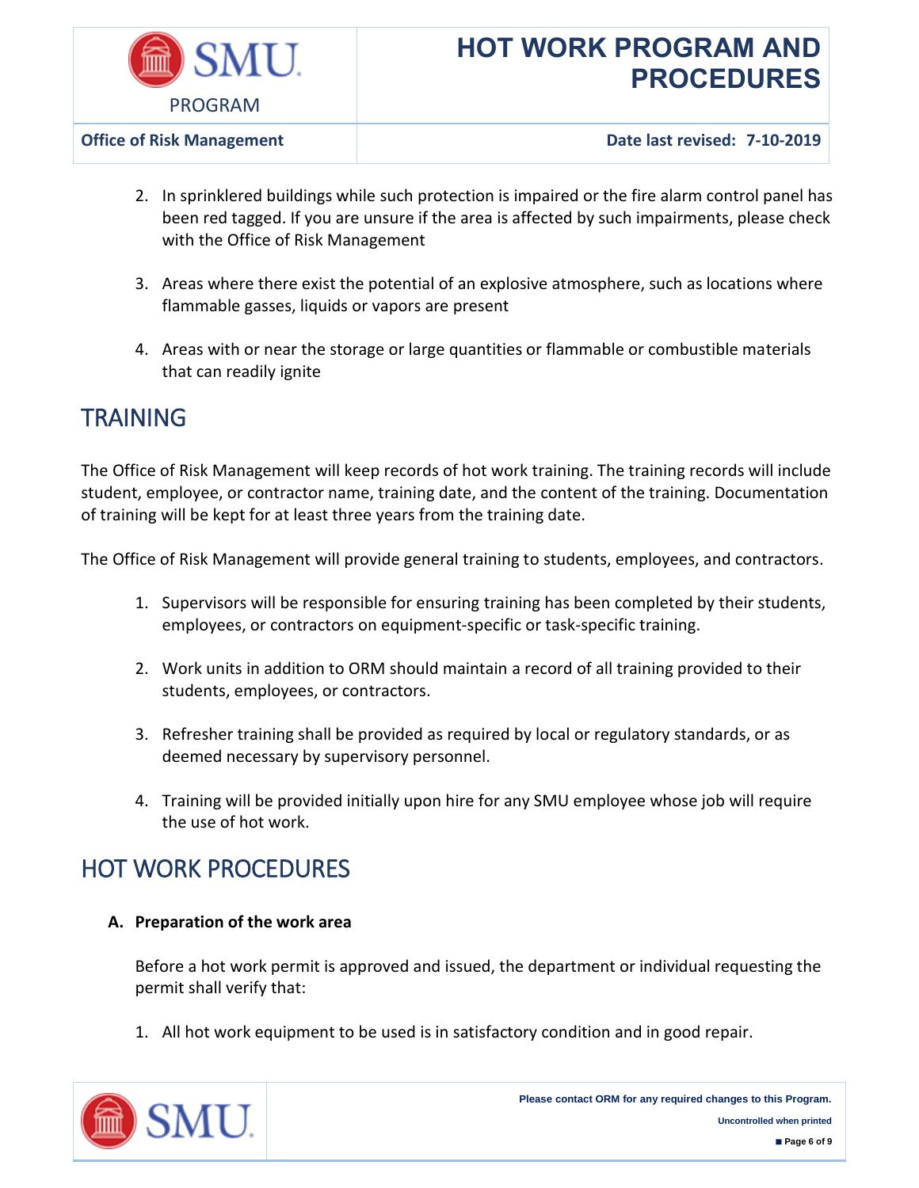2. In sprinklered buildings while such protection is impaired or the fire alarm control panel has been red tagged. If you are unsure if the area is affected by such impairments, please check with the Office of Risk Management

3. Areas where there exist the potential of an explosive atmosphere, such as locations where flammable gasses, liquids or vapors are present

4. Areas with or near the storage or large quantities or flammable or combustible materials that can readily ignite

## TRAINING

The Office of Risk Management will keep records of hot work training. The training records will include student, employee, or contractor name, training date, and the content of the training. Documentation of training will be kept for at least three years from the training date.

The Office of Risk Management will provide general training to students, employees, and contractors.

1. Supervisors will be responsible for ensuring training has been completed by their students, employees, or contractors on equipment-specific or task-specific training.

2. Work units in addition to ORM should maintain a record of all training provided to their students, employees, or contractors.

3. Refresher training shall be provided as required by local or regulatory standards, or as deemed necessary by supervisory personnel.

4. Training will be provided initially upon hire for any SMU employee whose job will require the use of hot work.

## HOT WORK PROCEDURES

**A. Preparation of the work area**

Before a hot work permit is approved and issued, the department or individual requesting the permit shall verify that:

1. All hot work equipment to be used is in satisfactory condition and in good repair.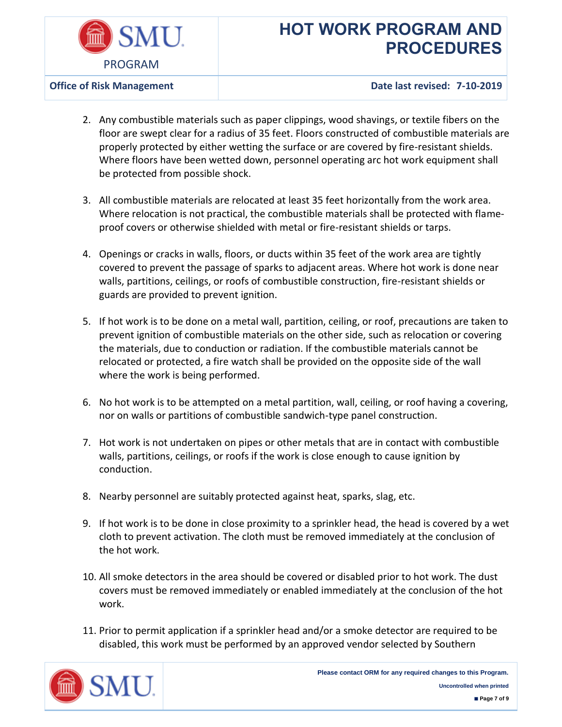2. Any combustible materials such as paper clippings, wood shavings, or textile fibers on the floor are swept clear for a radius of 35 feet. Floors constructed of combustible materials are properly protected by either wetting the surface or are covered by fire-resistant shields. Where floors have been wetted down, personnel operating arc hot work equipment shall be protected from possible shock.

3. All combustible materials are relocated at least 35 feet horizontally from the work area. Where relocation is not practical, the combustible materials shall be protected with flame-proof covers or otherwise shielded with metal or fire-resistant shields or tarps.

4. Openings or cracks in walls, floors, or ducts within 35 feet of the work area are tightly covered to prevent the passage of sparks to adjacent areas. Where hot work is done near walls, partitions, ceilings, or roofs of combustible construction, fire-resistant shields or guards are provided to prevent ignition.

5. If hot work is to be done on a metal wall, partition, ceiling, or roof, precautions are taken to prevent ignition of combustible materials on the other side, such as relocation or covering the materials, due to conduction or radiation. If the combustible materials cannot be relocated or protected, a fire watch shall be provided on the opposite side of the wall where the work is being performed.

6. No hot work is to be attempted on a metal partition, wall, ceiling, or roof having a covering, nor on walls or partitions of combustible sandwich-type panel construction.

7. Hot work is not undertaken on pipes or other metals that are in contact with combustible walls, partitions, ceilings, or roofs if the work is close enough to cause ignition by conduction.

8. Nearby personnel are suitably protected against heat, sparks, slag, etc.

9. If hot work is to be done in close proximity to a sprinkler head, the head is covered by a wet cloth to prevent activation. The cloth must be removed immediately at the conclusion of the hot work.

10. All smoke detectors in the area should be covered or disabled prior to hot work. The dust covers must be removed immediately or enabled immediately at the conclusion of the hot work.

11. Prior to permit application if a sprinkler head and/or a smoke detector are required to be disabled, this work must be performed by an approved vendor selected by Southern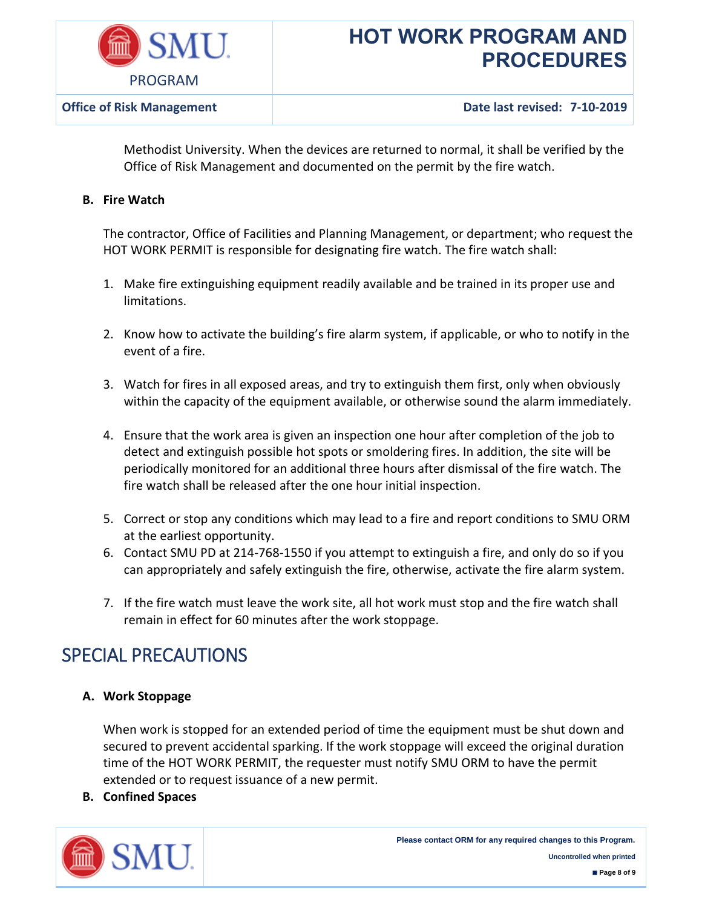Methodist University. When the devices are returned to normal, it shall be verified by the Office of Risk Management and documented on the permit by the fire watch.

**B. Fire Watch**

The contractor, Office of Facilities and Planning Management, or department; who request the HOT WORK PERMIT is responsible for designating fire watch. The fire watch shall:

1. Make fire extinguishing equipment readily available and be trained in its proper use and limitations.

2. Know how to activate the building's fire alarm system, if applicable, or who to notify in the event of a fire.

3. Watch for fires in all exposed areas, and try to extinguish them first, only when obviously within the capacity of the equipment available, or otherwise sound the alarm immediately.

4. Ensure that the work area is given an inspection one hour after completion of the job to detect and extinguish possible hot spots or smoldering fires. In addition, the site will be periodically monitored for an additional three hours after dismissal of the fire watch. The fire watch shall be released after the one hour initial inspection.

5. Correct or stop any conditions which may lead to a fire and report conditions to SMU ORM at the earliest opportunity.
6. Contact SMU PD at 214-768-1550 if you attempt to extinguish a fire, and only do so if you can appropriately and safely extinguish the fire, otherwise, activate the fire alarm system.

7. If the fire watch must leave the work site, all hot work must stop and the fire watch shall remain in effect for 60 minutes after the work stoppage.

# SPECIAL PRECAUTIONS

**A. Work Stoppage**

When work is stopped for an extended period of time the equipment must be shut down and secured to prevent accidental sparking. If the work stoppage will exceed the original duration time of the HOT WORK PERMIT, the requester must notify SMU ORM to have the permit extended or to request issuance of a new permit.

**B. Confined Spaces**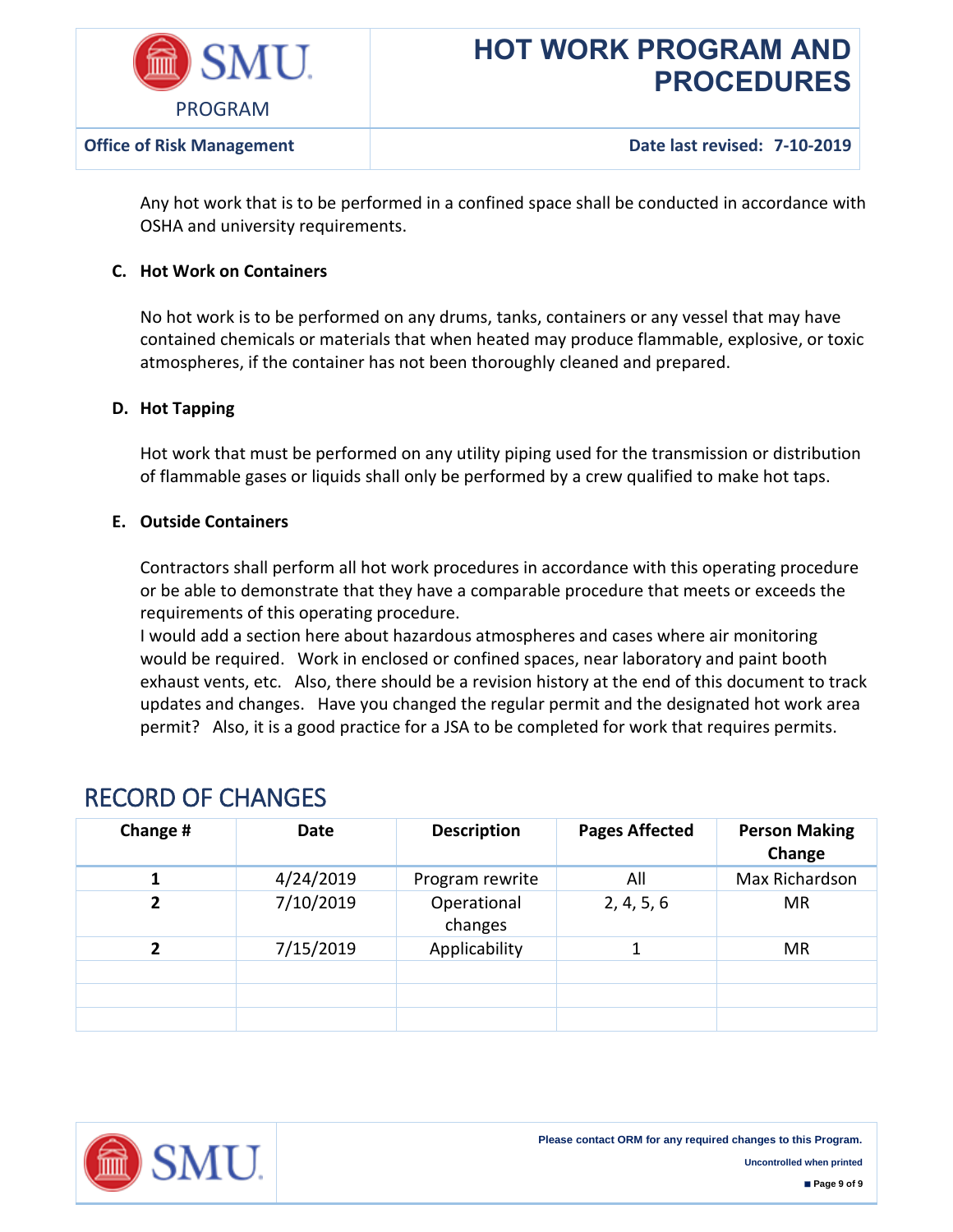Any hot work that is to be performed in a confined space shall be conducted in accordance with OSHA and university requirements.

**C. Hot Work on Containers**

No hot work is to be performed on any drums, tanks, containers or any vessel that may have contained chemicals or materials that when heated may produce flammable, explosive, or toxic atmospheres, if the container has not been thoroughly cleaned and prepared.

**D. Hot Tapping**

Hot work that must be performed on any utility piping used for the transmission or distribution of flammable gases or liquids shall only be performed by a crew qualified to make hot taps.

**E. Outside Containers**

Contractors shall perform all hot work procedures in accordance with this operating procedure or be able to demonstrate that they have a comparable procedure that meets or exceeds the requirements of this operating procedure.
I would add a section here about hazardous atmospheres and cases where air monitoring would be required. Work in enclosed or confined spaces, near laboratory and paint booth exhaust vents, etc. Also, there should be a revision history at the end of this document to track updates and changes. Have you changed the regular permit and the designated hot work area permit? Also, it is a good practice for a JSA to be completed for work that requires permits.

# RECORD OF CHANGES

| Change # | Date | Description | Pages Affected | Person Making Change |
|---|---|---|---|---|
| 1 | 4/24/2019 | Program rewrite | All | Max Richardson |
| 2 | 7/10/2019 | Operational changes | 2, 4, 5, 6 | MR |
| 2 | 7/15/2019 | Applicability | 1 | MR |
| | | | | |
| | | | | |
| | | | | |